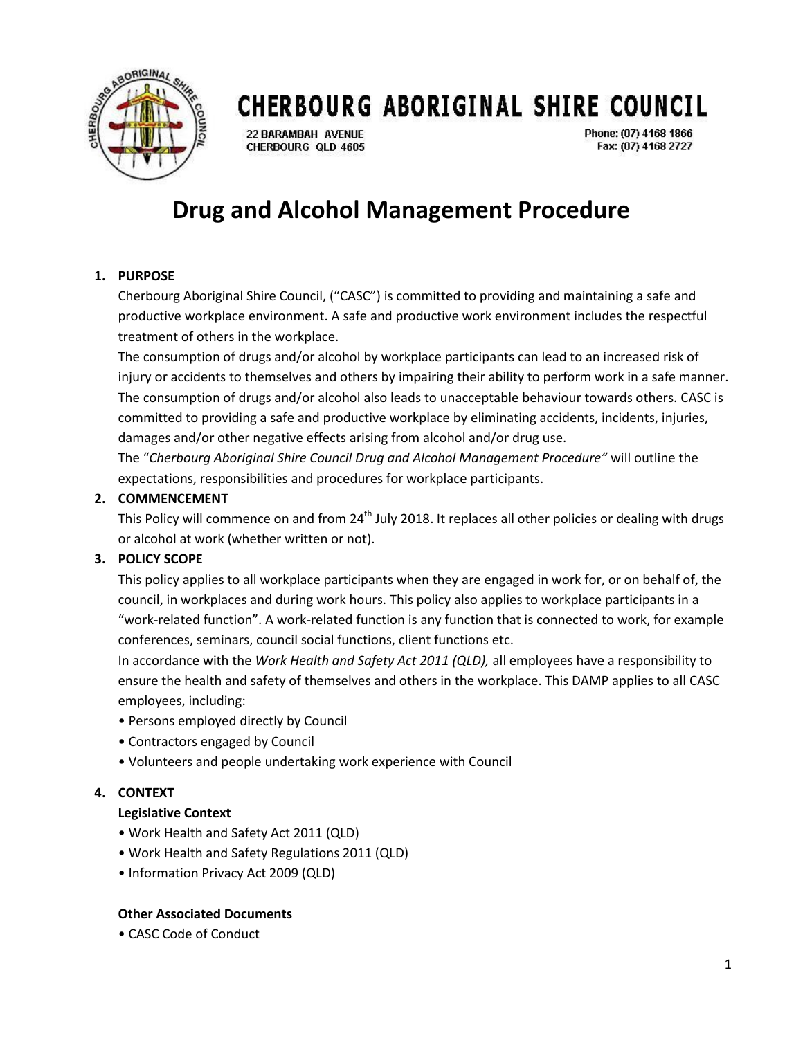# CHERBOURG ABORIGINAL SHIRE COUNCIL

22 BARAMBAH AVENUE
CHERBOURG QLD 4605

Phone: (07) 4168 1866
Fax: (07) 4168 2727

# Drug and Alcohol Management Procedure

## 1. PURPOSE

Cherbourg Aboriginal Shire Council, ("CASC") is committed to providing and maintaining a safe and productive workplace environment. A safe and productive work environment includes the respectful treatment of others in the workplace.

The consumption of drugs and/or alcohol by workplace participants can lead to an increased risk of injury or accidents to themselves and others by impairing their ability to perform work in a safe manner. The consumption of drugs and/or alcohol also leads to unacceptable behaviour towards others. CASC is committed to providing a safe and productive workplace by eliminating accidents, incidents, injuries, damages and/or other negative effects arising from alcohol and/or drug use.

The "*Cherbourg Aboriginal Shire Council Drug and Alcohol Management Procedure"* will outline the expectations, responsibilities and procedures for workplace participants.

## 2. COMMENCEMENT

This Policy will commence on and from 24th July 2018. It replaces all other policies or dealing with drugs or alcohol at work (whether written or not).

## 3. POLICY SCOPE

This policy applies to all workplace participants when they are engaged in work for, or on behalf of, the council, in workplaces and during work hours. This policy also applies to workplace participants in a "work-related function". A work-related function is any function that is connected to work, for example conferences, seminars, council social functions, client functions etc.

In accordance with the *Work Health and Safety Act 2011 (QLD),* all employees have a responsibility to ensure the health and safety of themselves and others in the workplace. This DAMP applies to all CASC employees, including:

- Persons employed directly by Council
- Contractors engaged by Council
- Volunteers and people undertaking work experience with Council

## 4. CONTEXT

### Legislative Context

- Work Health and Safety Act 2011 (QLD)
- Work Health and Safety Regulations 2011 (QLD)
- Information Privacy Act 2009 (QLD)

### Other Associated Documents

- CASC Code of Conduct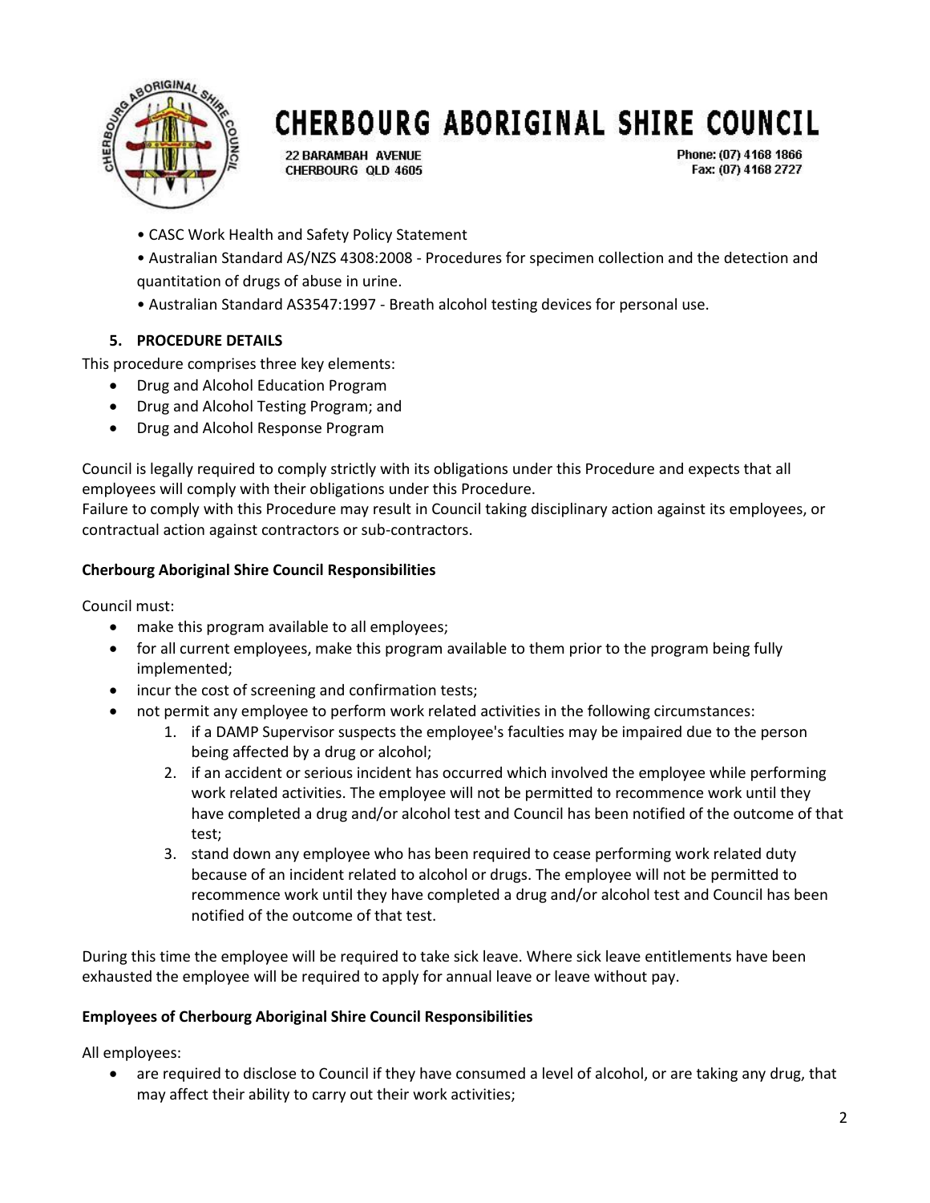• CASC Work Health and Safety Policy Statement

• Australian Standard AS/NZS 4308:2008 - Procedures for specimen collection and the detection and quantitation of drugs of abuse in urine.

• Australian Standard AS3547:1997 - Breath alcohol testing devices for personal use.

## 5. PROCEDURE DETAILS

This procedure comprises three key elements:

- Drug and Alcohol Education Program
- Drug and Alcohol Testing Program; and
- Drug and Alcohol Response Program

Council is legally required to comply strictly with its obligations under this Procedure and expects that all employees will comply with their obligations under this Procedure.

Failure to comply with this Procedure may result in Council taking disciplinary action against its employees, or contractual action against contractors or sub-contractors.

**Cherbourg Aboriginal Shire Council Responsibilities**

Council must:

- make this program available to all employees;
- for all current employees, make this program available to them prior to the program being fully implemented;
- incur the cost of screening and confirmation tests;
- not permit any employee to perform work related activities in the following circumstances:
    1. if a DAMP Supervisor suspects the employee's faculties may be impaired due to the person being affected by a drug or alcohol;
    2. if an accident or serious incident has occurred which involved the employee while performing work related activities. The employee will not be permitted to recommence work until they have completed a drug and/or alcohol test and Council has been notified of the outcome of that test;
    3. stand down any employee who has been required to cease performing work related duty because of an incident related to alcohol or drugs. The employee will not be permitted to recommence work until they have completed a drug and/or alcohol test and Council has been notified of the outcome of that test.

During this time the employee will be required to take sick leave. Where sick leave entitlements have been exhausted the employee will be required to apply for annual leave or leave without pay.

**Employees of Cherbourg Aboriginal Shire Council Responsibilities**

All employees:

- are required to disclose to Council if they have consumed a level of alcohol, or are taking any drug, that may affect their ability to carry out their work activities;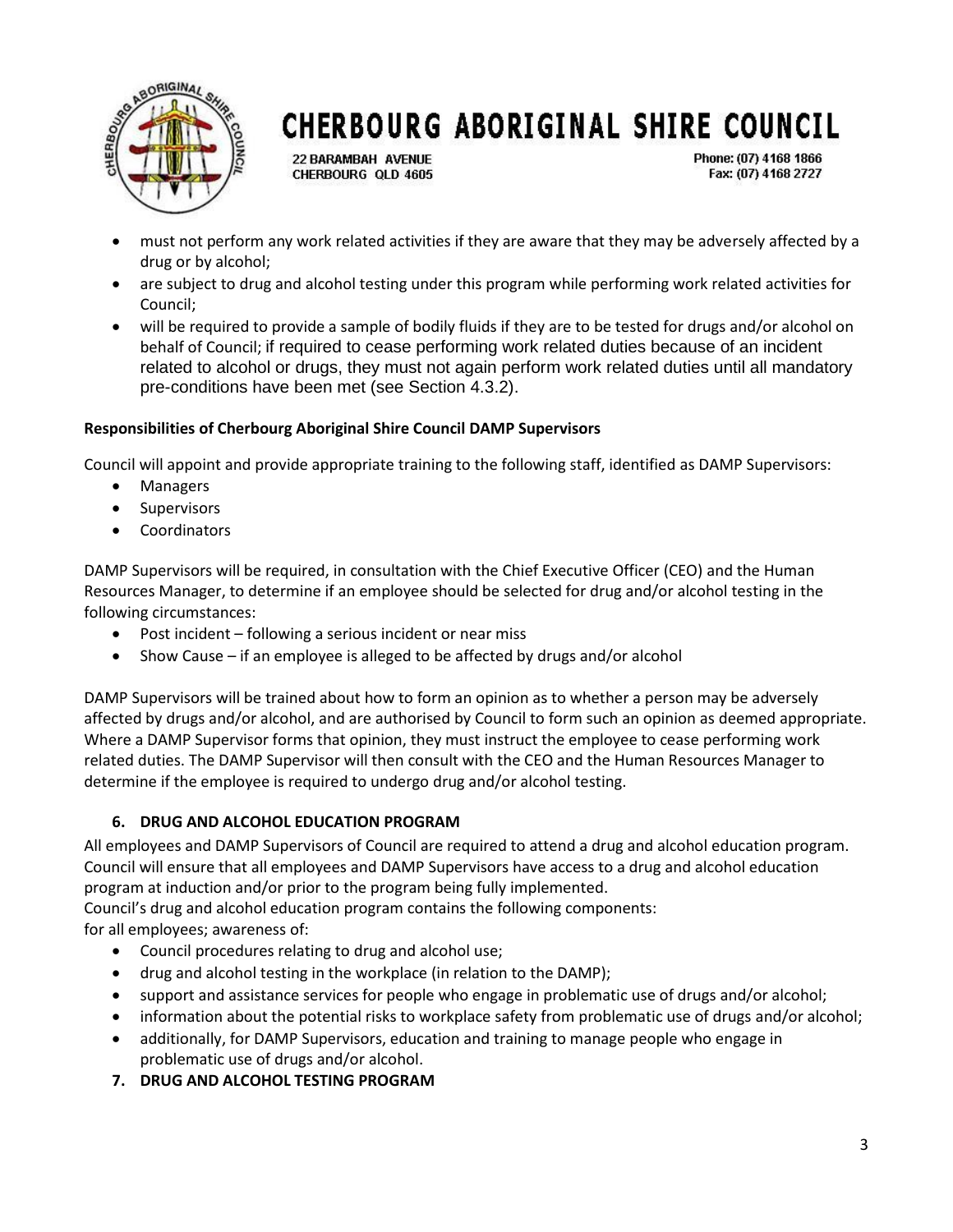- must not perform any work related activities if they are aware that they may be adversely affected by a drug or by alcohol;
- are subject to drug and alcohol testing under this program while performing work related activities for Council;
- will be required to provide a sample of bodily fluids if they are to be tested for drugs and/or alcohol on behalf of Council; if required to cease performing work related duties because of an incident related to alcohol or drugs, they must not again perform work related duties until all mandatory pre-conditions have been met (see Section 4.3.2).

**Responsibilities of Cherbourg Aboriginal Shire Council DAMP Supervisors**

Council will appoint and provide appropriate training to the following staff, identified as DAMP Supervisors:

- Managers
- Supervisors
- Coordinators

DAMP Supervisors will be required, in consultation with the Chief Executive Officer (CEO) and the Human Resources Manager, to determine if an employee should be selected for drug and/or alcohol testing in the following circumstances:

- Post incident – following a serious incident or near miss
- Show Cause – if an employee is alleged to be affected by drugs and/or alcohol

DAMP Supervisors will be trained about how to form an opinion as to whether a person may be adversely affected by drugs and/or alcohol, and are authorised by Council to form such an opinion as deemed appropriate. Where a DAMP Supervisor forms that opinion, they must instruct the employee to cease performing work related duties. The DAMP Supervisor will then consult with the CEO and the Human Resources Manager to determine if the employee is required to undergo drug and/or alcohol testing.

## 6. DRUG AND ALCOHOL EDUCATION PROGRAM

All employees and DAMP Supervisors of Council are required to attend a drug and alcohol education program. Council will ensure that all employees and DAMP Supervisors have access to a drug and alcohol education program at induction and/or prior to the program being fully implemented.
Council's drug and alcohol education program contains the following components:
for all employees; awareness of:

- Council procedures relating to drug and alcohol use;
- drug and alcohol testing in the workplace (in relation to the DAMP);
- support and assistance services for people who engage in problematic use of drugs and/or alcohol;
- information about the potential risks to workplace safety from problematic use of drugs and/or alcohol;
- additionally, for DAMP Supervisors, education and training to manage people who engage in problematic use of drugs and/or alcohol.

## 7. DRUG AND ALCOHOL TESTING PROGRAM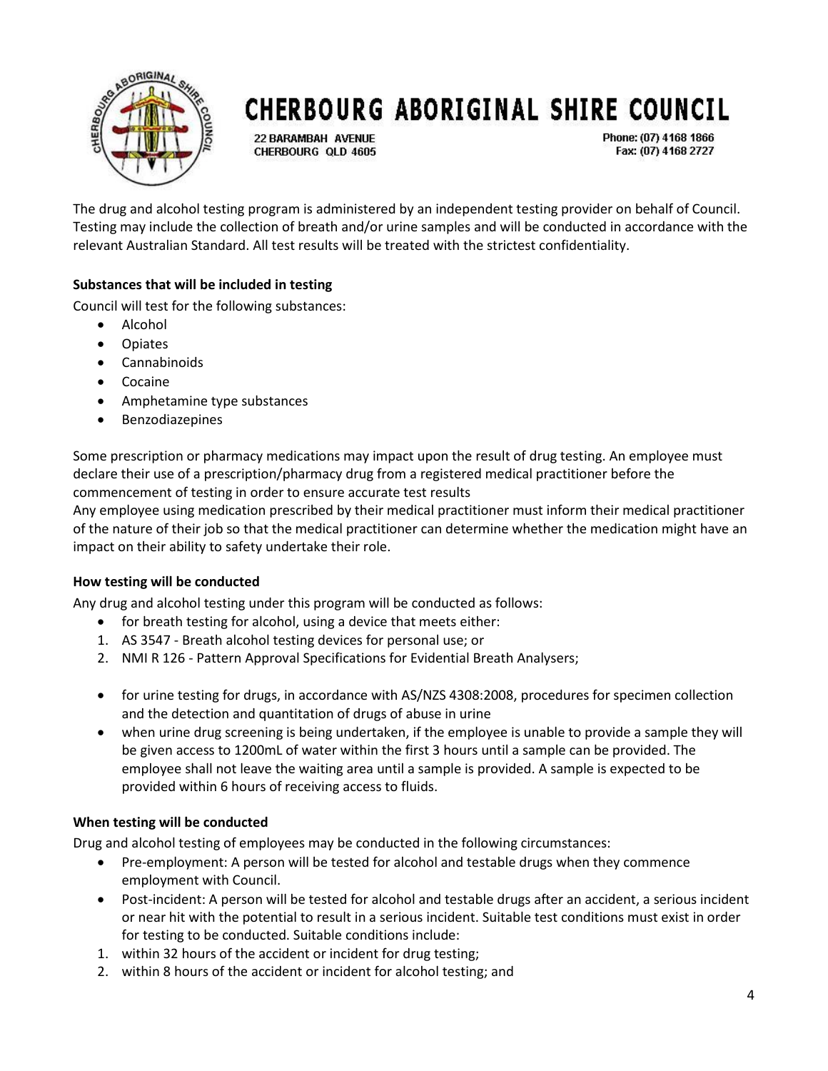The drug and alcohol testing program is administered by an independent testing provider on behalf of Council. Testing may include the collection of breath and/or urine samples and will be conducted in accordance with the relevant Australian Standard. All test results will be treated with the strictest confidentiality.

**Substances that will be included in testing**

Council will test for the following substances:

- Alcohol
- Opiates
- Cannabinoids
- Cocaine
- Amphetamine type substances
- Benzodiazepines

Some prescription or pharmacy medications may impact upon the result of drug testing. An employee must declare their use of a prescription/pharmacy drug from a registered medical practitioner before the commencement of testing in order to ensure accurate test results

Any employee using medication prescribed by their medical practitioner must inform their medical practitioner of the nature of their job so that the medical practitioner can determine whether the medication might have an impact on their ability to safety undertake their role.

**How testing will be conducted**

Any drug and alcohol testing under this program will be conducted as follows:

- for breath testing for alcohol, using a device that meets either:
  1. AS 3547 - Breath alcohol testing devices for personal use; or
  2. NMI R 126 - Pattern Approval Specifications for Evidential Breath Analysers;
- for urine testing for drugs, in accordance with AS/NZS 4308:2008, procedures for specimen collection and the detection and quantitation of drugs of abuse in urine
- when urine drug screening is being undertaken, if the employee is unable to provide a sample they will be given access to 1200mL of water within the first 3 hours until a sample can be provided. The employee shall not leave the waiting area until a sample is provided. A sample is expected to be provided within 6 hours of receiving access to fluids.

**When testing will be conducted**

Drug and alcohol testing of employees may be conducted in the following circumstances:

- Pre-employment: A person will be tested for alcohol and testable drugs when they commence employment with Council.
- Post-incident: A person will be tested for alcohol and testable drugs after an accident, a serious incident or near hit with the potential to result in a serious incident. Suitable test conditions must exist in order for testing to be conducted. Suitable conditions include:
  1. within 32 hours of the accident or incident for drug testing;
  2. within 8 hours of the accident or incident for alcohol testing; and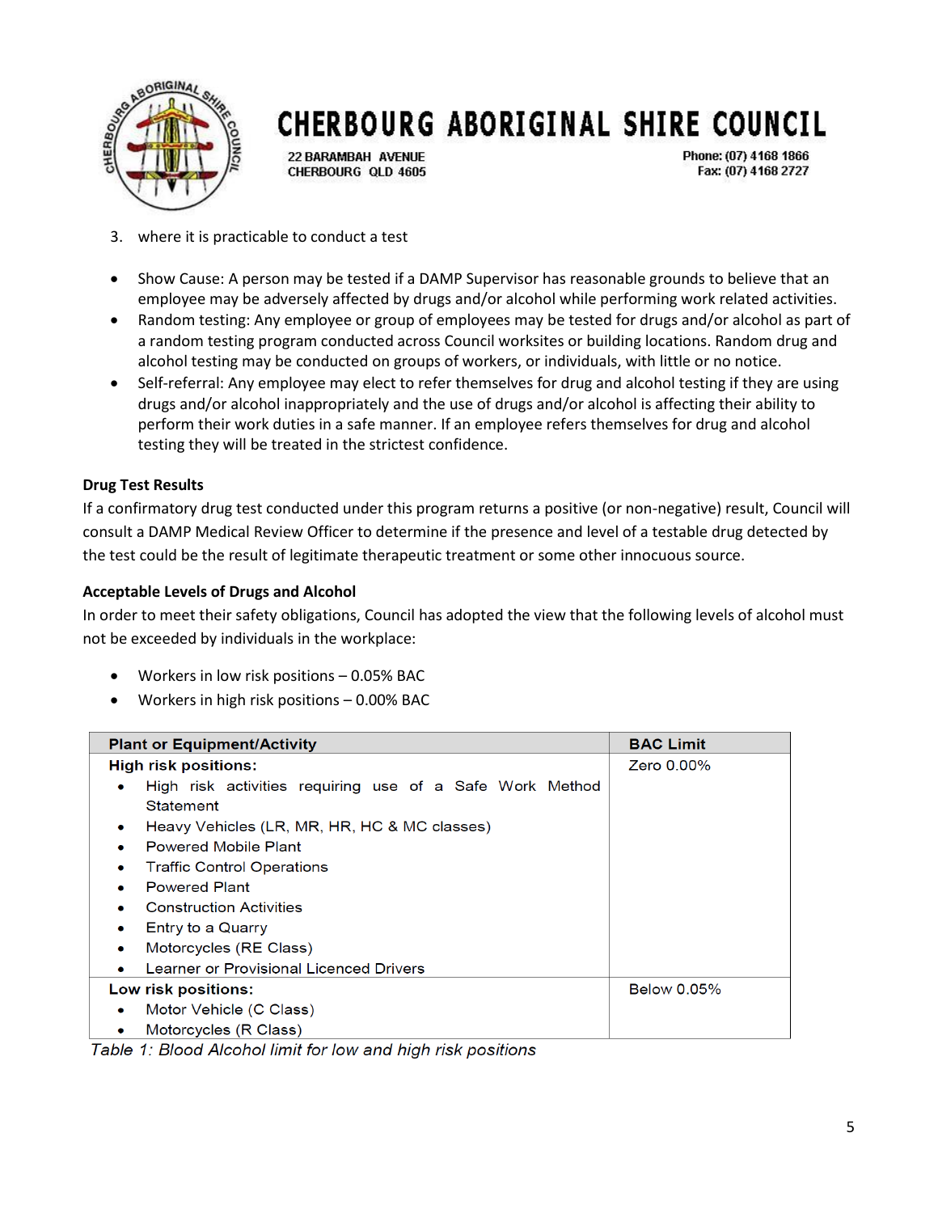3. where it is practicable to conduct a test

- Show Cause: A person may be tested if a DAMP Supervisor has reasonable grounds to believe that an employee may be adversely affected by drugs and/or alcohol while performing work related activities.
- Random testing: Any employee or group of employees may be tested for drugs and/or alcohol as part of a random testing program conducted across Council worksites or building locations. Random drug and alcohol testing may be conducted on groups of workers, or individuals, with little or no notice.
- Self-referral: Any employee may elect to refer themselves for drug and alcohol testing if they are using drugs and/or alcohol inappropriately and the use of drugs and/or alcohol is affecting their ability to perform their work duties in a safe manner. If an employee refers themselves for drug and alcohol testing they will be treated in the strictest confidence.

**Drug Test Results**

If a confirmatory drug test conducted under this program returns a positive (or non-negative) result, Council will consult a DAMP Medical Review Officer to determine if the presence and level of a testable drug detected by the test could be the result of legitimate therapeutic treatment or some other innocuous source.

**Acceptable Levels of Drugs and Alcohol**

In order to meet their safety obligations, Council has adopted the view that the following levels of alcohol must not be exceeded by individuals in the workplace:

- Workers in low risk positions – 0.05% BAC
- Workers in high risk positions – 0.00% BAC

| Plant or Equipment/Activity | BAC Limit |
|---|---|
| **High risk positions:**<br>• High risk activities requiring use of a Safe Work Method Statement<br>• Heavy Vehicles (LR, MR, HR, HC & MC classes)<br>• Powered Mobile Plant<br>• Traffic Control Operations<br>• Powered Plant<br>• Construction Activities<br>• Entry to a Quarry<br>• Motorcycles (RE Class)<br>• Learner or Provisional Licenced Drivers | Zero 0.00% |
| **Low risk positions:**<br>• Motor Vehicle (C Class)<br>• Motorcycles (R Class) | Below 0.05% |

*Table 1: Blood Alcohol limit for low and high risk positions*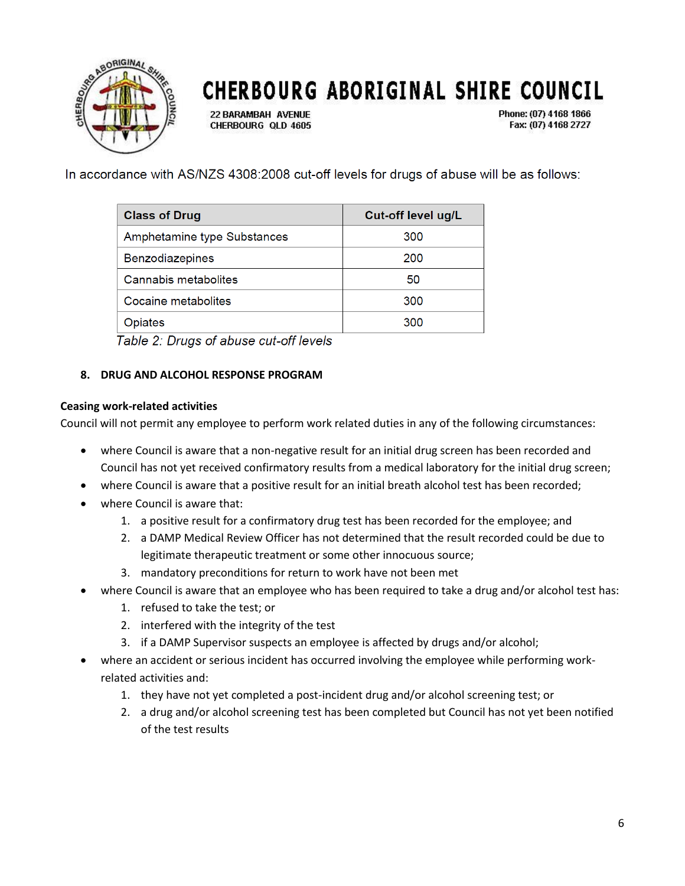In accordance with AS/NZS 4308:2008 cut-off levels for drugs of abuse will be as follows:

| Class of Drug | Cut-off level ug/L |
| --- | --- |
| Amphetamine type Substances | 300 |
| Benzodiazepines | 200 |
| Cannabis metabolites | 50 |
| Cocaine metabolites | 300 |
| Opiates | 300 |

*Table 2: Drugs of abuse cut-off levels*

## 8. DRUG AND ALCOHOL RESPONSE PROGRAM

**Ceasing work-related activities**

Council will not permit any employee to perform work related duties in any of the following circumstances:

- where Council is aware that a non-negative result for an initial drug screen has been recorded and Council has not yet received confirmatory results from a medical laboratory for the initial drug screen;
- where Council is aware that a positive result for an initial breath alcohol test has been recorded;
- where Council is aware that:
    1. a positive result for a confirmatory drug test has been recorded for the employee; and
    2. a DAMP Medical Review Officer has not determined that the result recorded could be due to legitimate therapeutic treatment or some other innocuous source;
    3. mandatory preconditions for return to work have not been met
- where Council is aware that an employee who has been required to take a drug and/or alcohol test has:
    1. refused to take the test; or
    2. interfered with the integrity of the test
    3. if a DAMP Supervisor suspects an employee is affected by drugs and/or alcohol;
- where an accident or serious incident has occurred involving the employee while performing work-related activities and:
    1. they have not yet completed a post-incident drug and/or alcohol screening test; or
    2. a drug and/or alcohol screening test has been completed but Council has not yet been notified of the test results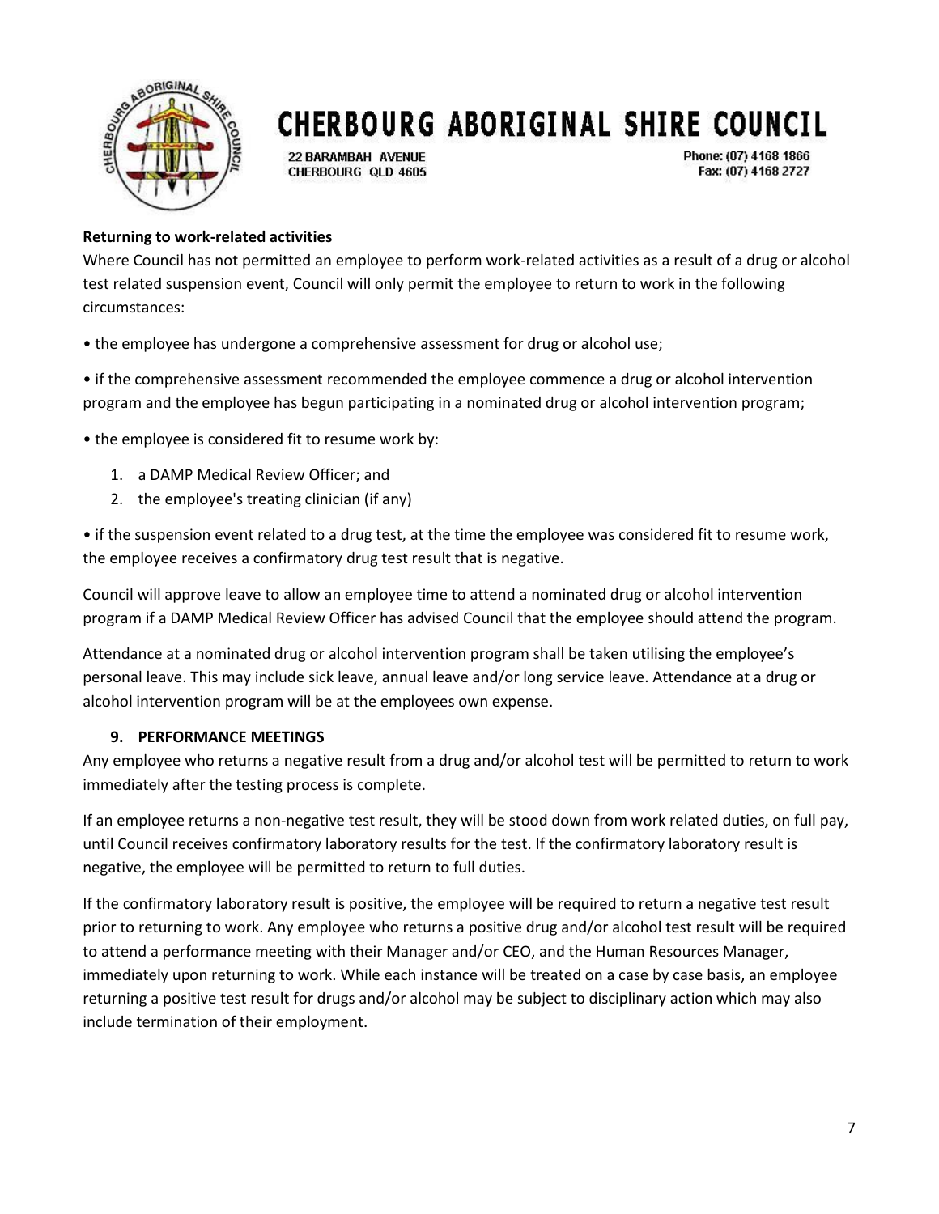**Returning to work-related activities**

Where Council has not permitted an employee to perform work-related activities as a result of a drug or alcohol test related suspension event, Council will only permit the employee to return to work in the following circumstances:

- the employee has undergone a comprehensive assessment for drug or alcohol use;
- if the comprehensive assessment recommended the employee commence a drug or alcohol intervention program and the employee has begun participating in a nominated drug or alcohol intervention program;
- the employee is considered fit to resume work by:
    1. a DAMP Medical Review Officer; and
    2. the employee's treating clinician (if any)
- if the suspension event related to a drug test, at the time the employee was considered fit to resume work, the employee receives a confirmatory drug test result that is negative.

Council will approve leave to allow an employee time to attend a nominated drug or alcohol intervention program if a DAMP Medical Review Officer has advised Council that the employee should attend the program.

Attendance at a nominated drug or alcohol intervention program shall be taken utilising the employee's personal leave. This may include sick leave, annual leave and/or long service leave. Attendance at a drug or alcohol intervention program will be at the employees own expense.

## 9. PERFORMANCE MEETINGS

Any employee who returns a negative result from a drug and/or alcohol test will be permitted to return to work immediately after the testing process is complete.

If an employee returns a non-negative test result, they will be stood down from work related duties, on full pay, until Council receives confirmatory laboratory results for the test. If the confirmatory laboratory result is negative, the employee will be permitted to return to full duties.

If the confirmatory laboratory result is positive, the employee will be required to return a negative test result prior to returning to work. Any employee who returns a positive drug and/or alcohol test result will be required to attend a performance meeting with their Manager and/or CEO, and the Human Resources Manager, immediately upon returning to work. While each instance will be treated on a case by case basis, an employee returning a positive test result for drugs and/or alcohol may be subject to disciplinary action which may also include termination of their employment.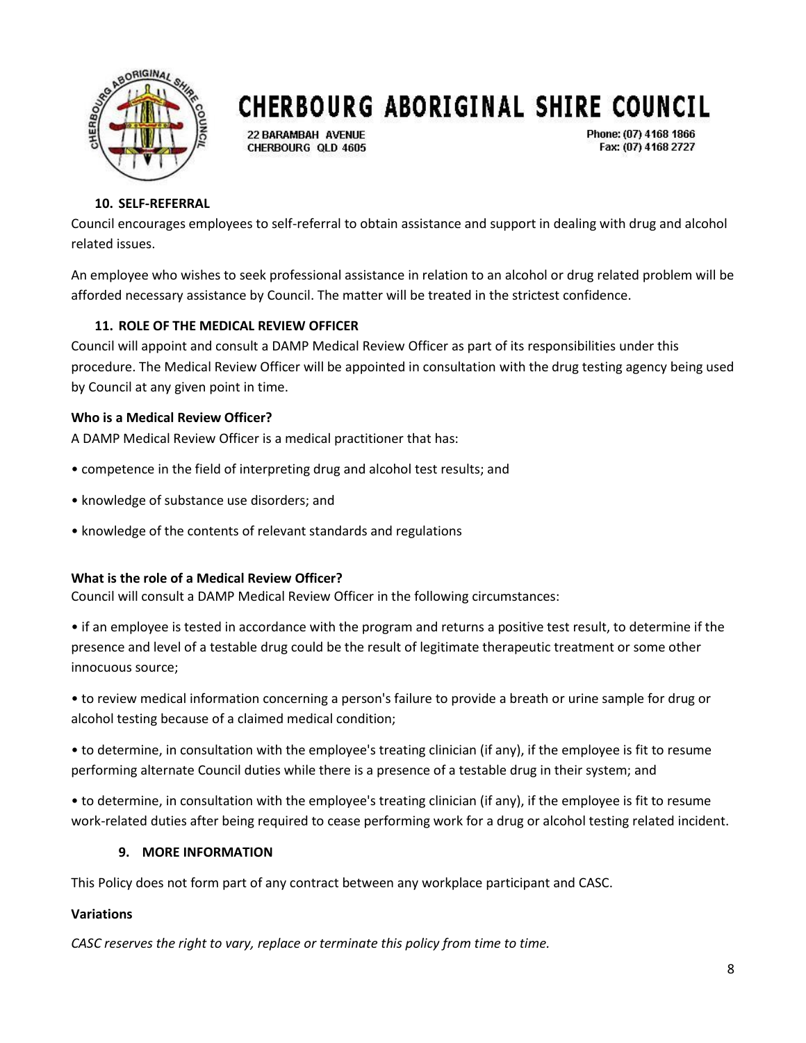## 10. SELF-REFERRAL

Council encourages employees to self-referral to obtain assistance and support in dealing with drug and alcohol related issues.

An employee who wishes to seek professional assistance in relation to an alcohol or drug related problem will be afforded necessary assistance by Council. The matter will be treated in the strictest confidence.

## 11. ROLE OF THE MEDICAL REVIEW OFFICER

Council will appoint and consult a DAMP Medical Review Officer as part of its responsibilities under this procedure. The Medical Review Officer will be appointed in consultation with the drug testing agency being used by Council at any given point in time.

**Who is a Medical Review Officer?**

A DAMP Medical Review Officer is a medical practitioner that has:

- competence in the field of interpreting drug and alcohol test results; and
- knowledge of substance use disorders; and
- knowledge of the contents of relevant standards and regulations

**What is the role of a Medical Review Officer?**

Council will consult a DAMP Medical Review Officer in the following circumstances:

- if an employee is tested in accordance with the program and returns a positive test result, to determine if the presence and level of a testable drug could be the result of legitimate therapeutic treatment or some other innocuous source;
- to review medical information concerning a person's failure to provide a breath or urine sample for drug or alcohol testing because of a claimed medical condition;
- to determine, in consultation with the employee's treating clinician (if any), if the employee is fit to resume performing alternate Council duties while there is a presence of a testable drug in their system; and
- to determine, in consultation with the employee's treating clinician (if any), if the employee is fit to resume work-related duties after being required to cease performing work for a drug or alcohol testing related incident.

## 9. MORE INFORMATION

This Policy does not form part of any contract between any workplace participant and CASC.

**Variations**

*CASC reserves the right to vary, replace or terminate this policy from time to time.*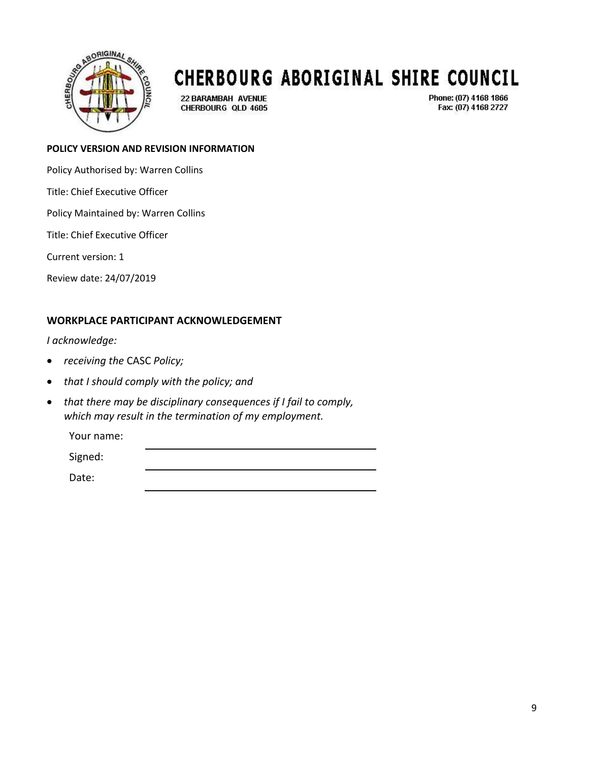# CHERBOURG ABORIGINAL SHIRE COUNCIL

22 BARAMBAH AVENUE
CHERBOURG QLD 4605

Phone: (07) 4168 1866
Fax: (07) 4168 2727

**POLICY VERSION AND REVISION INFORMATION**

Policy Authorised by: Warren Collins

Title: Chief Executive Officer

Policy Maintained by: Warren Collins

Title: Chief Executive Officer

Current version: 1

Review date: 24/07/2019

**WORKPLACE PARTICIPANT ACKNOWLEDGEMENT**

*I acknowledge:*

- *receiving the* CASC *Policy;*
- *that I should comply with the policy; and*
- *that there may be disciplinary consequences if I fail to comply, which may result in the termination of my employment.*

Your name: ______________________________

Signed: ______________________________

Date: ______________________________